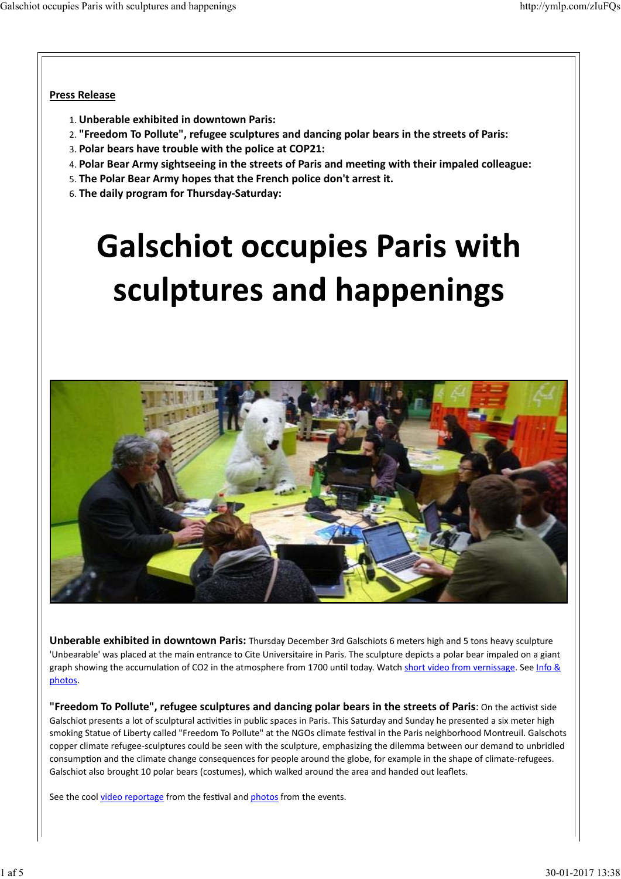**Press Release**

1. **Unberable exhibited in downtown Paris:**
2. **"Freedom To Pollute", refugee sculptures and dancing polar bears in the streets of Paris:**
3. **Polar bears have trouble with the police at COP21:**
4. **Polar Bear Army sightseeing in the streets of Paris and meeting with their impaled colleague:**
5. **The Polar Bear Army hopes that the French police don't arrest it.**
6. **The daily program for Thursday-Saturday:**

# Galschiot occupies Paris with sculptures and happenings

**Unberable exhibited in downtown Paris:** Thursday December 3rd Galschiots 6 meters high and 5 tons heavy sculpture 'Unbearable' was placed at the main entrance to Cite Universitaire in Paris. The sculpture depicts a polar bear impaled on a giant graph showing the accumulation of CO2 in the atmosphere from 1700 until today. Watch short video from vernissage. See Info & photos.

**"Freedom To Pollute", refugee sculptures and dancing polar bears in the streets of Paris**: On the activist side Galschiot presents a lot of sculptural activities in public spaces in Paris. This Saturday and Sunday he presented a six meter high smoking Statue of Liberty called "Freedom To Pollute" at the NGOs climate festival in the Paris neighborhood Montreuil. Galschots copper climate refugee-sculptures could be seen with the sculpture, emphasizing the dilemma between our demand to unbridled consumption and the climate change consequences for people around the globe, for example in the shape of climate-refugees. Galschiot also brought 10 polar bears (costumes), which walked around the area and handed out leaflets.

See the cool video reportage from the festival and photos from the events.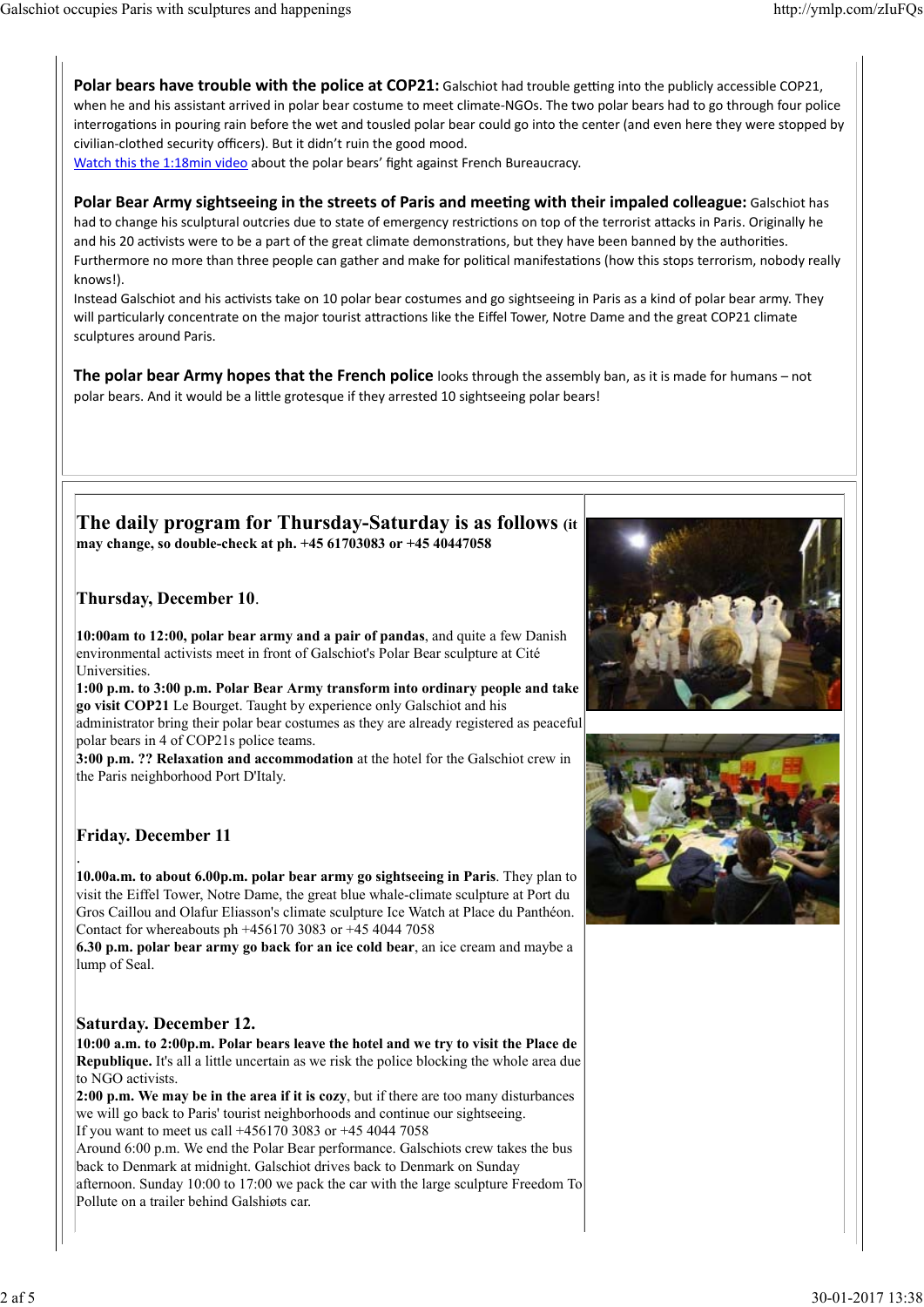**Polar bears have trouble with the police at COP21:** Galschiot had trouble getting into the publicly accessible COP21, when he and his assistant arrived in polar bear costume to meet climate-NGOs. The two polar bears had to go through four police interrogations in pouring rain before the wet and tousled polar bear could go into the center (and even here they were stopped by civilian-clothed security officers). But it didn't ruin the good mood.
[Watch this the 1:18min video](http://ymlp.com/zIuFQs) about the polar bears' fight against French Bureaucracy.

**Polar Bear Army sightseeing in the streets of Paris and meeting with their impaled colleague:** Galschiot has had to change his sculptural outcries due to state of emergency restrictions on top of the terrorist attacks in Paris. Originally he and his 20 activists were to be a part of the great climate demonstrations, but they have been banned by the authorities. Furthermore no more than three people can gather and make for political manifestations (how this stops terrorism, nobody really knows!).
Instead Galschiot and his activists take on 10 polar bear costumes and go sightseeing in Paris as a kind of polar bear army. They will particularly concentrate on the major tourist attractions like the Eiffel Tower, Notre Dame and the great COP21 climate sculptures around Paris.

**The polar bear Army hopes that the French police** looks through the assembly ban, as it is made for humans – not polar bears. And it would be a little grotesque if they arrested 10 sightseeing polar bears!

## The daily program for Thursday-Saturday is as follows (it may change, so double-check at ph. +45 61703083 or +45 40447058

### Thursday, December 10.

**10:00am to 12:00, polar bear army and a pair of pandas**, and quite a few Danish environmental activists meet in front of Galschiot's Polar Bear sculpture at Cité Universities.
**1:00 p.m. to 3:00 p.m. Polar Bear Army transform into ordinary people and take go visit COP21** Le Bourget. Taught by experience only Galschiot and his administrator bring their polar bear costumes as they are already registered as peaceful polar bears in 4 of COP21s police teams.
**3:00 p.m. ?? Relaxation and accommodation** at the hotel for the Galschiot crew in the Paris neighborhood Port D'Italy.

### Friday. December 11

.
**10.00a.m. to about 6.00p.m. polar bear army go sightseeing in Paris**. They plan to visit the Eiffel Tower, Notre Dame, the great blue whale-climate sculpture at Port du Gros Caillou and Olafur Eliasson's climate sculpture Ice Watch at Place du Panthéon. Contact for whereabouts ph +456170 3083 or +45 4044 7058
**6.30 p.m. polar bear army go back for an ice cold bear**, an ice cream and maybe a lump of Seal.

### Saturday. December 12.

**10:00 a.m. to 2:00p.m. Polar bears leave the hotel and we try to visit the Place de Republique.** It's all a little uncertain as we risk the police blocking the whole area due to NGO activists.
**2:00 p.m. We may be in the area if it is cozy**, but if there are too many disturbances we will go back to Paris' tourist neighborhoods and continue our sightseeing.
If you want to meet us call +456170 3083 or +45 4044 7058
Around 6:00 p.m. We end the Polar Bear performance. Galschiots crew takes the bus back to Denmark at midnight. Galschiot drives back to Denmark on Sunday afternoon. Sunday 10:00 to 17:00 we pack the car with the large sculpture Freedom To Pollute on a trailer behind Galshiøts car.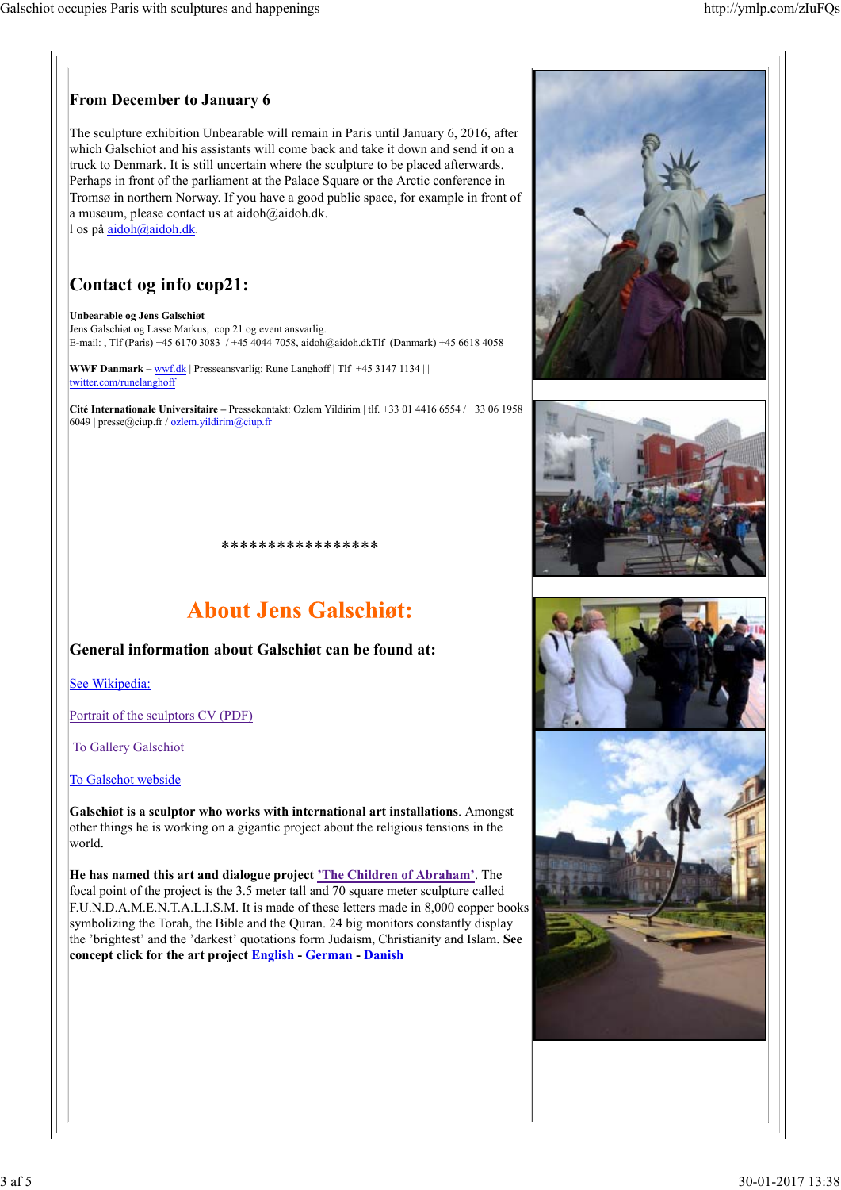### From December to January 6

The sculpture exhibition Unbearable will remain in Paris until January 6, 2016, after which Galschiot and his assistants will come back and take it down and send it on a truck to Denmark. It is still uncertain where the sculpture to be placed afterwards. Perhaps in front of the parliament at the Palace Square or the Arctic conference in Tromsø in northern Norway. If you have a good public space, for example in front of a museum, please contact us at aidoh@aidoh.dk.
l os på aidoh@aidoh.dk.

## Contact og info cop21:

**Unbearable og Jens Galschiøt**
Jens Galschiøt og Lasse Markus, cop 21 og event ansvarlig.
E-mail: , Tlf (Paris) +45 6170 3083 / +45 4044 7058, aidoh@aidoh.dkTlf (Danmark) +45 6618 4058

**WWF Danmark –** wwf.dk | Presseansvarlig: Rune Langhoff | Tlf +45 3147 1134 | | twitter.com/runelanghoff

**Cité Internationale Universitaire –** Pressekontakt: Ozlem Yildirim | tlf. +33 01 4416 6554 / +33 06 1958 6049 | presse@ciup.fr / ozlem.yildirim@ciup.fr

*****************

# About Jens Galschiøt:

### General information about Galschiøt can be found at:

See Wikipedia:

Portrait of the sculptors CV (PDF)

To Gallery Galschiot

To Galschot webside

**Galschiøt is a sculptor who works with international art installations**. Amongst other things he is working on a gigantic project about the religious tensions in the world.

**He has named this art and dialogue project 'The Children of Abraham'**. The focal point of the project is the 3.5 meter tall and 70 square meter sculpture called F.U.N.D.A.M.E.N.T.A.L.I.S.M. It is made of these letters made in 8,000 copper books symbolizing the Torah, the Bible and the Quran. 24 big monitors constantly display the 'brightest' and the 'darkest' quotations form Judaism, Christianity and Islam. **See concept click for the art project English - German - Danish**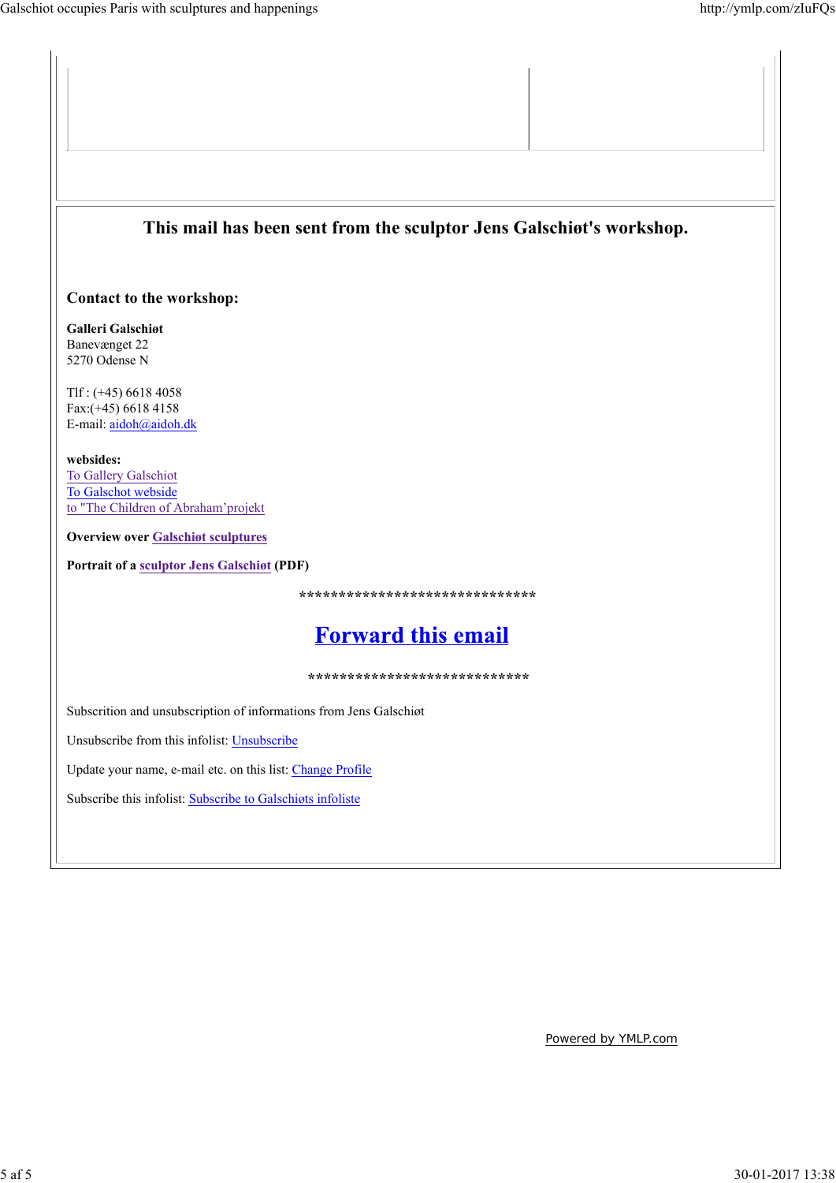## This mail has been sent from the sculptor Jens Galschiøt's workshop.

### Contact to the workshop:

**Galleri Galschiøt**
Banevænget 22
5270 Odense N

Tlf : (+45) 6618 4058
Fax:(+45) 6618 4158
E-mail: aidoh@aidoh.dk

**websides:**
To Gallery Galschiot
To Galschot webside
to "The Children of Abraham'projekt

**Overview over Galschiøt sculptures**

**Portrait of a sculptor Jens Galschiøt (PDF)**

******************************

## Forward this email

****************************

Subscrition and unsubscription of informations from Jens Galschiøt

Unsubscribe from this infolist: Unsubscribe

Update your name, e-mail etc. on this list: Change Profile

Subscribe this infolist: Subscribe to Galschiøts infoliste

Powered by YMLP.com